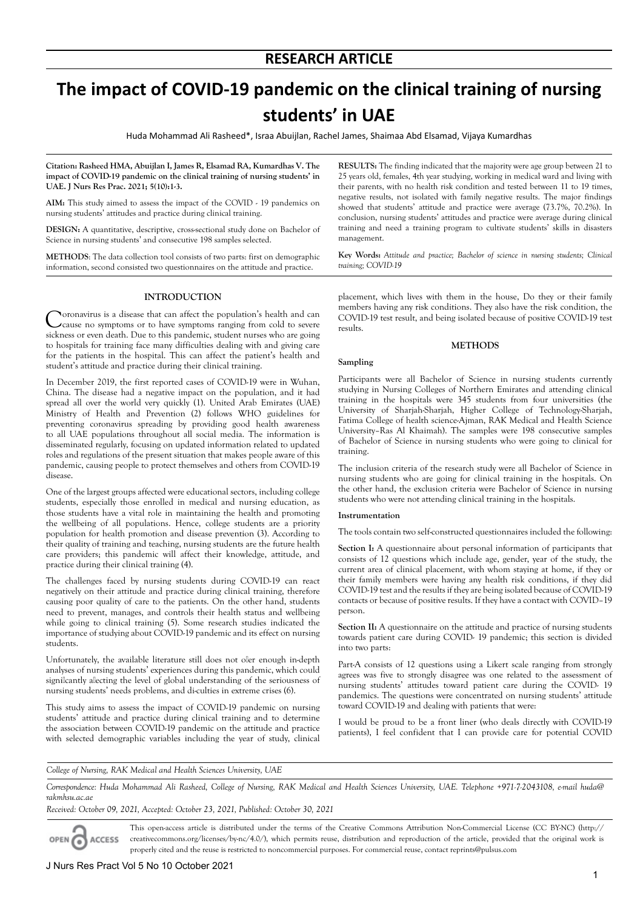## RESEARCH ARTICLE

# The impact of COVID-19 pandemic on the clinical training of nursing students' in UAE

Huda Mohammad Ali Rasheed*, Israa Abuijlan, Rachel James, Shaimaa Abd Elsamad, Vijaya Kumardhas

**Citation: Rasheed HMA, Abuijlan I, James R, Elsamad RA, Kumardhas V. The impact of COVID-19 pandemic on the clinical training of nursing students' in UAE. J Nurs Res Prac. 2021; 5(10):1-3.**

**AIM:** This study aimed to assess the impact of the COVID - 19 pandemics on nursing students' attitudes and practice during clinical training.

**DESIGN:** A quantitative, descriptive, cross-sectional study done on Bachelor of Science in nursing students' and consecutive 198 samples selected.

**METHODS**: The data collection tool consists of two parts: first on demographic information, second consisted two questionnaires on the attitude and practice.

**RESULTS:** The finding indicated that the majority were age group between 21 to 25 years old, females, 4th year studying, working in medical ward and living with their parents, with no health risk condition and tested between 11 to 19 times, negative results, not isolated with family negative results. The major findings showed that students' attitude and practice were average (73.7%, 70.2%). In conclusion, nursing students' attitudes and practice were average during clinical training and need a training program to cultivate students' skills in disasters management.

**Key Words:** *Attitude and practice; Bachelor of science in nursing students; Clinical training; COVID-19*

## INTRODUCTION

Coronavirus is a disease that can affect the population's health and can cause no symptoms or to have symptoms ranging from cold to severe sickness or even death. Due to this pandemic, student nurses who are going to hospitals for training face many difficulties dealing with and giving care for the patients in the hospital. This can affect the patient's health and student's attitude and practice during their clinical training.

In December 2019, the first reported cases of COVID-19 were in Wuhan, China. The disease had a negative impact on the population, and it had spread all over the world very quickly (1). United Arab Emirates (UAE) Ministry of Health and Prevention (2) follows WHO guidelines for preventing coronavirus spreading by providing good health awareness to all UAE populations throughout all social media. The information is disseminated regularly, focusing on updated information related to updated roles and regulations of the present situation that makes people aware of this pandemic, causing people to protect themselves and others from COVID-19 disease.

One of the largest groups affected were educational sectors, including college students, especially those enrolled in medical and nursing education, as those students have a vital role in maintaining the health and promoting the wellbeing of all populations. Hence, college students are a priority population for health promotion and disease prevention (3). According to their quality of training and teaching, nursing students are the future health care providers; this pandemic will affect their knowledge, attitude, and practice during their clinical training (4).

The challenges faced by nursing students during COVID-19 can react negatively on their attitude and practice during clinical training, therefore causing poor quality of care to the patients. On the other hand, students need to prevent, manages, and controls their health status and wellbeing while going to clinical training (5). Some research studies indicated the importance of studying about COVID-19 pandemic and its effect on nursing students.

Unfortunately, the available literature still does not o��er enough in-depth analyses of nursing students' experiences during this pandemic, which could signi��cantly a��ecting the level of global understanding of the seriousness of nursing students' needs problems, and di��culties in extreme crises (6).

This study aims to assess the impact of COVID-19 pandemic on nursing students' attitude and practice during clinical training and to determine the association between COVID-19 pandemic on the attitude and practice with selected demographic variables including the year of study, clinical placement, which lives with them in the house, Do they or their family members having any risk conditions. They also have the risk condition, the COVID-19 test result, and being isolated because of positive COVID-19 test results.

## METHODS

### Sampling

Participants were all Bachelor of Science in nursing students currently studying in Nursing Colleges of Northern Emirates and attending clinical training in the hospitals were 345 students from four universities (the University of Sharjah-Sharjah, Higher College of Technology-Sharjah, Fatima College of health science-Ajman, RAK Medical and Health Science University–Ras Al Khaimah). The samples were 198 consecutive samples of Bachelor of Science in nursing students who were going to clinical for training.

The inclusion criteria of the research study were all Bachelor of Science in nursing students who are going for clinical training in the hospitals. On the other hand, the exclusion criteria were Bachelor of Science in nursing students who were not attending clinical training in the hospitals.

### Instrumentation

The tools contain two self-constructed questionnaires included the following:

**Section I:** A questionnaire about personal information of participants that consists of 12 questions which include age, gender, year of the study, the current area of clinical placement, with whom staying at home, if they or their family members were having any health risk conditions, if they did COVID-19 test and the results if they are being isolated because of COVID-19 contacts or because of positive results. If they have a contact with COVID–19 person.

**Section II:** A questionnaire on the attitude and practice of nursing students towards patient care during COVID- 19 pandemic; this section is divided into two parts:

Part-A consists of 12 questions using a Likert scale ranging from strongly agrees was five to strongly disagree was one related to the assessment of nursing students' attitudes toward patient care during the COVID- 19 pandemics. The questions were concentrated on nursing students' attitude toward COVID-19 and dealing with patients that were:

I would be proud to be a front liner (who deals directly with COVID-19 patients), I feel confident that I can provide care for potential COVID

*College of Nursing, RAK Medical and Health Sciences University, UAE*

*Correspondence: Huda Mohammad Ali Rasheed, College of Nursing, RAK Medical and Health Sciences University, UAE. Telephone +971-7-2043108, e-mail huda@rakmhsu.ac.ae*

*Received: October 09, 2021, Accepted: October 23, 2021, Published: October 30, 2021*

OPEN ACCESS

This open-access article is distributed under the terms of the Creative Commons Attribution Non-Commercial License (CC BY-NC) (http://creativecommons.org/licenses/by-nc/4.0/), which permits reuse, distribution and reproduction of the article, provided that the original work is properly cited and the reuse is restricted to noncommercial purposes. For commercial reuse, contact reprints@pulsus.com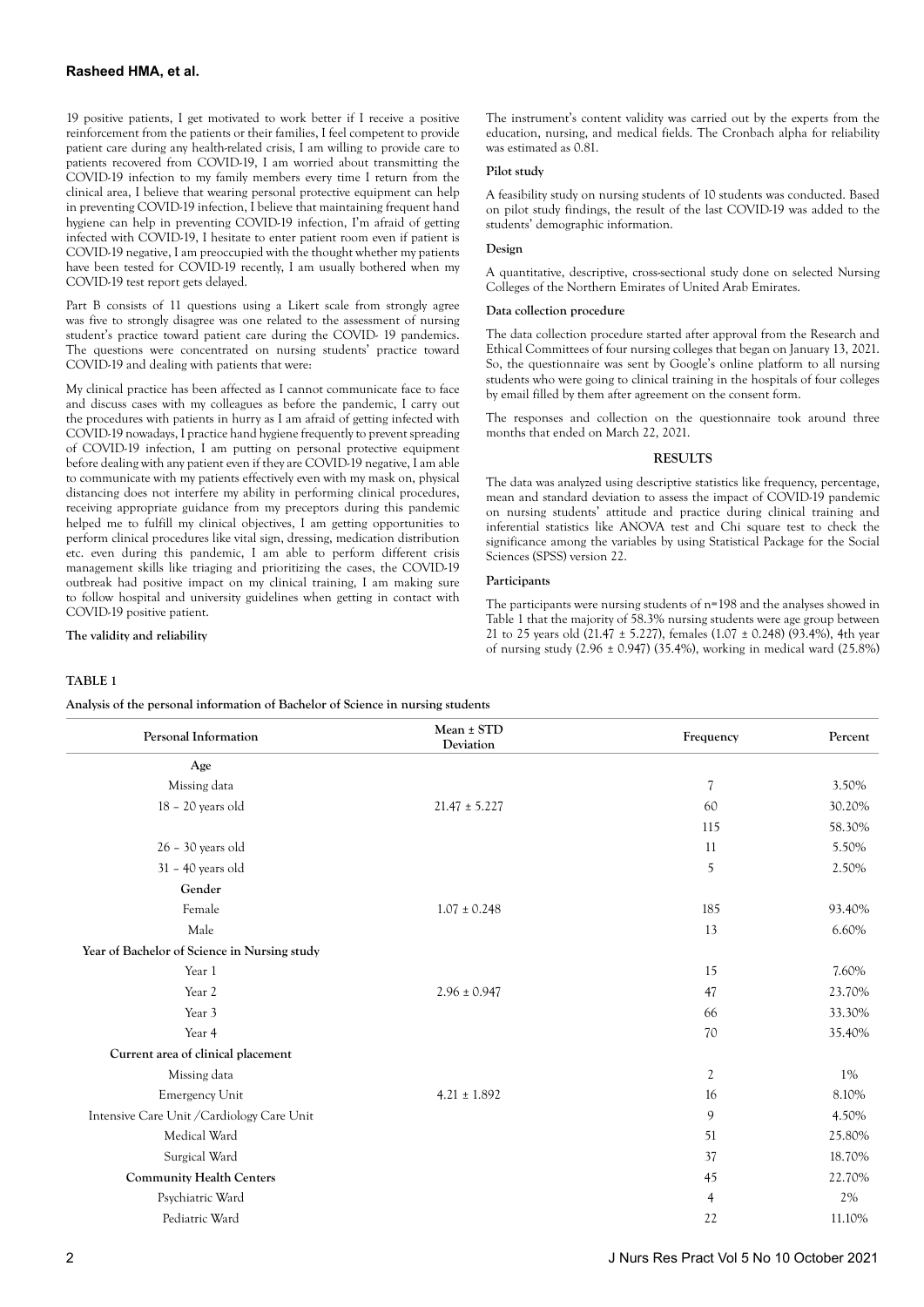19 positive patients, I get motivated to work better if I receive a positive reinforcement from the patients or their families, I feel competent to provide patient care during any health-related crisis, I am willing to provide care to patients recovered from COVID-19, I am worried about transmitting the COVID-19 infection to my family members every time I return from the clinical area, I believe that wearing personal protective equipment can help in preventing COVID-19 infection, I believe that maintaining frequent hand hygiene can help in preventing COVID-19 infection, I'm afraid of getting infected with COVID-19, I hesitate to enter patient room even if patient is COVID-19 negative, I am preoccupied with the thought whether my patients have been tested for COVID-19 recently, I am usually bothered when my COVID-19 test report gets delayed.

Part B consists of 11 questions using a Likert scale from strongly agree was five to strongly disagree was one related to the assessment of nursing student's practice toward patient care during the COVID- 19 pandemics. The questions were concentrated on nursing students' practice toward COVID-19 and dealing with patients that were:

My clinical practice has been affected as I cannot communicate face to face and discuss cases with my colleagues as before the pandemic, I carry out the procedures with patients in hurry as I am afraid of getting infected with COVID-19 nowadays, I practice hand hygiene frequently to prevent spreading of COVID-19 infection, I am putting on personal protective equipment before dealing with any patient even if they are COVID-19 negative, I am able to communicate with my patients effectively even with my mask on, physical distancing does not interfere my ability in performing clinical procedures, receiving appropriate guidance from my preceptors during this pandemic helped me to fulfill my clinical objectives, I am getting opportunities to perform clinical procedures like vital sign, dressing, medication distribution etc. even during this pandemic, I am able to perform different crisis management skills like triaging and prioritizing the cases, the COVID-19 outbreak had positive impact on my clinical training, I am making sure to follow hospital and university guidelines when getting in contact with COVID-19 positive patient.

**The validity and reliability**

The instrument's content validity was carried out by the experts from the education, nursing, and medical fields. The Cronbach alpha for reliability was estimated as 0.81.

**Pilot study**

A feasibility study on nursing students of 10 students was conducted. Based on pilot study findings, the result of the last COVID-19 was added to the students' demographic information.

**Design**

A quantitative, descriptive, cross-sectional study done on selected Nursing Colleges of the Northern Emirates of United Arab Emirates.

**Data collection procedure**

The data collection procedure started after approval from the Research and Ethical Committees of four nursing colleges that began on January 13, 2021. So, the questionnaire was sent by Google's online platform to all nursing students who were going to clinical training in the hospitals of four colleges by email filled by them after agreement on the consent form.

The responses and collection on the questionnaire took around three months that ended on March 22, 2021.

## RESULTS

The data was analyzed using descriptive statistics like frequency, percentage, mean and standard deviation to assess the impact of COVID-19 pandemic on nursing students' attitude and practice during clinical training and inferential statistics like ANOVA test and Chi square test to check the significance among the variables by using Statistical Package for the Social Sciences (SPSS) version 22.

**Participants**

The participants were nursing students of n=198 and the analyses showed in Table 1 that the majority of 58.3% nursing students were age group between 21 to 25 years old (21.47 ± 5.227), females (1.07 ± 0.248) (93.4%), 4th year of nursing study (2.96 ± 0.947) (35.4%), working in medical ward (25.8%)

**TABLE 1**

**Analysis of the personal information of Bachelor of Science in nursing students**

| Personal Information | Mean ± STD Deviation | Frequency | Percent |
|---|---|---|---|
| **Age** | | | |
| Missing data | | 7 | 3.50% |
| 18 – 20 years old | 21.47 ± 5.227 | 60 | 30.20% |
| | | 115 | 58.30% |
| 26 – 30 years old | | 11 | 5.50% |
| 31 – 40 years old | | 5 | 2.50% |
| **Gender** | | | |
| Female | 1.07 ± 0.248 | 185 | 93.40% |
| Male | | 13 | 6.60% |
| **Year of Bachelor of Science in Nursing study** | | | |
| Year 1 | | 15 | 7.60% |
| Year 2 | 2.96 ± 0.947 | 47 | 23.70% |
| Year 3 | | 66 | 33.30% |
| Year 4 | | 70 | 35.40% |
| **Current area of clinical placement** | | | |
| Missing data | | 2 | 1% |
| Emergency Unit | 4.21 ± 1.892 | 16 | 8.10% |
| Intensive Care Unit /Cardiology Care Unit | | 9 | 4.50% |
| Medical Ward | | 51 | 25.80% |
| Surgical Ward | | 37 | 18.70% |
| **Community Health Centers** | | 45 | 22.70% |
| Psychiatric Ward | | 4 | 2% |
| Pediatric Ward | | 22 | 11.10% |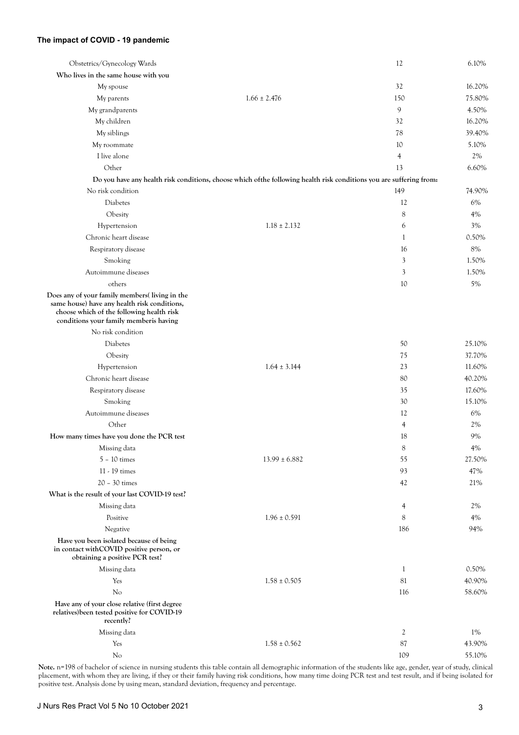| | | | |
|---|---|---|---|
| Obstetrics/Gynecology Wards | | 12 | 6.10% |
| **Who lives in the same house with you** | | | |
| My spouse | | 32 | 16.20% |
| My parents | 1.66 ± 2.476 | 150 | 75.80% |
| My grandparents | | 9 | 4.50% |
| My children | | 32 | 16.20% |
| My siblings | | 78 | 39.40% |
| My roommate | | 10 | 5.10% |
| I live alone | | 4 | 2% |
| Other | | 13 | 6.60% |
| **Do you have any health risk conditions, choose which ofthe following health risk conditions you are suffering from:** | | | |
| No risk condition | | 149 | 74.90% |
| Diabetes | | 12 | 6% |
| Obesity | | 8 | 4% |
| Hypertension | 1.18 ± 2.132 | 6 | 3% |
| Chronic heart disease | | 1 | 0.50% |
| Respiratory disease | | 16 | 8% |
| Smoking | | 3 | 1.50% |
| Autoimmune diseases | | 3 | 1.50% |
| others | | 10 | 5% |
| **Does any of your family members( living in the same house) have any health risk conditions, choose which of the following health risk conditions your family memberis having** | | | |
| No risk condition | | | |
| Diabetes | | 50 | 25.10% |
| Obesity | | 75 | 37.70% |
| Hypertension | 1.64 ± 3.144 | 23 | 11.60% |
| Chronic heart disease | | 80 | 40.20% |
| Respiratory disease | | 35 | 17.60% |
| Smoking | | 30 | 15.10% |
| Autoimmune diseases | | 12 | 6% |
| Other | | 4 | 2% |
| **How many times have you done the PCR test** | | 18 | 9% |
| Missing data | | 8 | 4% |
| 5 – 10 times | 13.99 ± 6.882 | 55 | 27.50% |
| 11 - 19 times | | 93 | 47% |
| 20 – 30 times | | 42 | 21% |
| **What is the result of your last COVID-19 test?** | | | |
| Missing data | | 4 | 2% |
| Positive | 1.96 ± 0.591 | 8 | 4% |
| Negative | | 186 | 94% |
| **Have you been isolated because of being in contact withCOVID positive person, or obtaining a positive PCR test?** | | | |
| Missing data | | 1 | 0.50% |
| Yes | 1.58 ± 0.505 | 81 | 40.90% |
| No | | 116 | 58.60% |
| **Have any of your close relative (first degree relatives)been tested positive for COVID-19 recently?** | | | |
| Missing data | | 2 | 1% |
| Yes | 1.58 ± 0.562 | 87 | 43.90% |
| No | | 109 | 55.10% |

**Note.** n=198 of bachelor of science in nursing students this table contain all demographic information of the students like age, gender, year of study, clinical placement, with whom they are living, if they or their family having risk conditions, how many time doing PCR test and test result, and if being isolated for positive test. Analysis done by using mean, standard deviation, frequency and percentage.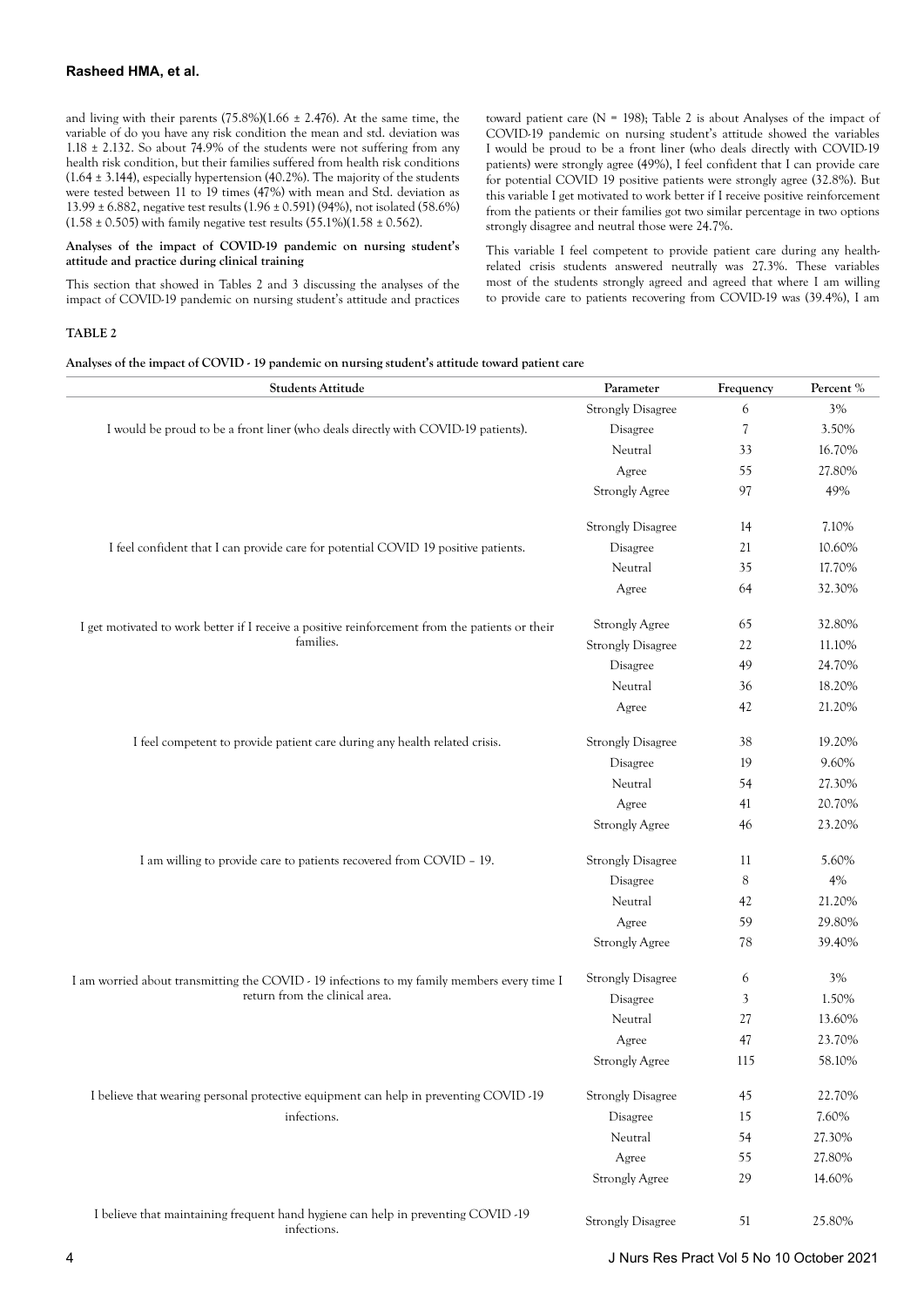and living with their parents (75.8%)(1.66 ± 2.476). At the same time, the variable of do you have any risk condition the mean and std. deviation was 1.18 ± 2.132. So about 74.9% of the students were not suffering from any health risk condition, but their families suffered from health risk conditions (1.64 ± 3.144), especially hypertension (40.2%). The majority of the students were tested between 11 to 19 times (47%) with mean and Std. deviation as 13.99 ± 6.882, negative test results (1.96 ± 0.591) (94%), not isolated (58.6%) (1.58 ± 0.505) with family negative test results (55.1%)(1.58 ± 0.562).

**Analyses of the impact of COVID-19 pandemic on nursing student's attitude and practice during clinical training**

This section that showed in Tables 2 and 3 discussing the analyses of the impact of COVID-19 pandemic on nursing student's attitude and practices toward patient care (N = 198); Table 2 is about Analyses of the impact of COVID-19 pandemic on nursing student's attitude showed the variables I would be proud to be a front liner (who deals directly with COVID-19 patients) were strongly agree (49%), I feel confident that I can provide care for potential COVID 19 positive patients were strongly agree (32.8%). But this variable I get motivated to work better if I receive positive reinforcement from the patients or their families got two similar percentage in two options strongly disagree and neutral those were 24.7%.

This variable I feel competent to provide patient care during any health-related crisis students answered neutrally was 27.3%. These variables most of the students strongly agreed and agreed that where I am willing to provide care to patients recovering from COVID-19 was (39.4%), I am

**TABLE 2**

**Analyses of the impact of COVID - 19 pandemic on nursing student's attitude toward patient care**

| Students Attitude | Parameter | Frequency | Percent % |
|---|---|---|---|
| | Strongly Disagree | 6 | 3% |
| I would be proud to be a front liner (who deals directly with COVID-19 patients). | Disagree | 7 | 3.50% |
| | Neutral | 33 | 16.70% |
| | Agree | 55 | 27.80% |
| | Strongly Agree | 97 | 49% |
| | Strongly Disagree | 14 | 7.10% |
| I feel confident that I can provide care for potential COVID 19 positive patients. | Disagree | 21 | 10.60% |
| | Neutral | 35 | 17.70% |
| | Agree | 64 | 32.30% |
| I get motivated to work better if I receive a positive reinforcement from the patients or their families. | Strongly Agree | 65 | 32.80% |
| | Strongly Disagree | 22 | 11.10% |
| | Disagree | 49 | 24.70% |
| | Neutral | 36 | 18.20% |
| | Agree | 42 | 21.20% |
| I feel competent to provide patient care during any health related crisis. | Strongly Disagree | 38 | 19.20% |
| | Disagree | 19 | 9.60% |
| | Neutral | 54 | 27.30% |
| | Agree | 41 | 20.70% |
| | Strongly Agree | 46 | 23.20% |
| I am willing to provide care to patients recovered from COVID – 19. | Strongly Disagree | 11 | 5.60% |
| | Disagree | 8 | 4% |
| | Neutral | 42 | 21.20% |
| | Agree | 59 | 29.80% |
| | Strongly Agree | 78 | 39.40% |
| I am worried about transmitting the COVID - 19 infections to my family members every time I return from the clinical area. | Strongly Disagree | 6 | 3% |
| | Disagree | 3 | 1.50% |
| | Neutral | 27 | 13.60% |
| | Agree | 47 | 23.70% |
| | Strongly Agree | 115 | 58.10% |
| I believe that wearing personal protective equipment can help in preventing COVID -19 infections. | Strongly Disagree | 45 | 22.70% |
| | Disagree | 15 | 7.60% |
| | Neutral | 54 | 27.30% |
| | Agree | 55 | 27.80% |
| | Strongly Agree | 29 | 14.60% |
| I believe that maintaining frequent hand hygiene can help in preventing COVID -19 infections. | Strongly Disagree | 51 | 25.80% |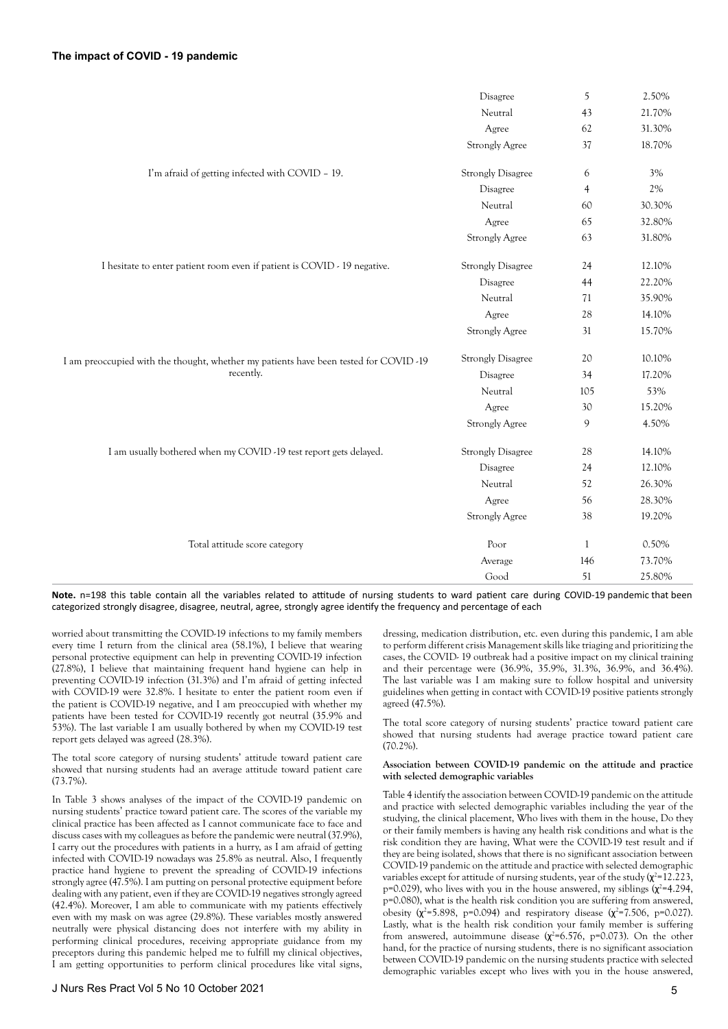| | | | |
|---|---|---|---|
| | Disagree | 5 | 2.50% |
| | Neutral | 43 | 21.70% |
| | Agree | 62 | 31.30% |
| | Strongly Agree | 37 | 18.70% |
| I'm afraid of getting infected with COVID – 19. | Strongly Disagree | 6 | 3% |
| | Disagree | 4 | 2% |
| | Neutral | 60 | 30.30% |
| | Agree | 65 | 32.80% |
| | Strongly Agree | 63 | 31.80% |
| I hesitate to enter patient room even if patient is COVID - 19 negative. | Strongly Disagree | 24 | 12.10% |
| | Disagree | 44 | 22.20% |
| | Neutral | 71 | 35.90% |
| | Agree | 28 | 14.10% |
| | Strongly Agree | 31 | 15.70% |
| I am preoccupied with the thought, whether my patients have been tested for COVID -19 recently. | Strongly Disagree | 20 | 10.10% |
| | Disagree | 34 | 17.20% |
| | Neutral | 105 | 53% |
| | Agree | 30 | 15.20% |
| | Strongly Agree | 9 | 4.50% |
| I am usually bothered when my COVID -19 test report gets delayed. | Strongly Disagree | 28 | 14.10% |
| | Disagree | 24 | 12.10% |
| | Neutral | 52 | 26.30% |
| | Agree | 56 | 28.30% |
| | Strongly Agree | 38 | 19.20% |
| Total attitude score category | Poor | 1 | 0.50% |
| | Average | 146 | 73.70% |
| | Good | 51 | 25.80% |

**Note.** n=198 this table contain all the variables related to attitude of nursing students to ward patient care during COVID-19 pandemic that been categorized strongly disagree, disagree, neutral, agree, strongly agree identify the frequency and percentage of each

worried about transmitting the COVID-19 infections to my family members every time I return from the clinical area (58.1%), I believe that wearing personal protective equipment can help in preventing COVID-19 infection (27.8%), I believe that maintaining frequent hand hygiene can help in preventing COVID-19 infection (31.3%) and I'm afraid of getting infected with COVID-19 were 32.8%. I hesitate to enter the patient room even if the patient is COVID-19 negative, and I am preoccupied with whether my patients have been tested for COVID-19 recently got neutral (35.9% and 53%). The last variable I am usually bothered by when my COVID-19 test report gets delayed was agreed (28.3%).

The total score category of nursing students' attitude toward patient care showed that nursing students had an average attitude toward patient care (73.7%).

In Table 3 shows analyses of the impact of the COVID-19 pandemic on nursing students' practice toward patient care. The scores of the variable my clinical practice has been affected as I cannot communicate face to face and discuss cases with my colleagues as before the pandemic were neutral (37.9%), I carry out the procedures with patients in a hurry, as I am afraid of getting infected with COVID-19 nowadays was 25.8% as neutral. Also, I frequently practice hand hygiene to prevent the spreading of COVID-19 infections strongly agree (47.5%). I am putting on personal protective equipment before dealing with any patient, even if they are COVID-19 negatives strongly agreed (42.4%). Moreover, I am able to communicate with my patients effectively even with my mask on was agree (29.8%). These variables mostly answered neutrally were physical distancing does not interfere with my ability in performing clinical procedures, receiving appropriate guidance from my preceptors during this pandemic helped me to fulfill my clinical objectives, I am getting opportunities to perform clinical procedures like vital signs, dressing, medication distribution, etc. even during this pandemic, I am able to perform different crisis Management skills like triaging and prioritizing the cases, the COVID- 19 outbreak had a positive impact on my clinical training and their percentage were (36.9%, 35.9%, 31.3%, 36.9%, and 36.4%). The last variable was I am making sure to follow hospital and university guidelines when getting in contact with COVID-19 positive patients strongly agreed (47.5%).

The total score category of nursing students' practice toward patient care showed that nursing students had average practice toward patient care (70.2%).

**Association between COVID-19 pandemic on the attitude and practice with selected demographic variables**

Table 4 identify the association between COVID-19 pandemic on the attitude and practice with selected demographic variables including the year of the studying, the clinical placement, Who lives with them in the house, Do they or their family members is having any health risk conditions and what is the risk condition they are having, What were the COVID-19 test result and if they are being isolated, shows that there is no significant association between COVID-19 pandemic on the attitude and practice with selected demographic variables except for attitude of nursing students, year of the study ($\chi^2$=12.223, p=0.029), who lives with you in the house answered, my siblings ($\chi^2$=4.294, p=0.080), what is the health risk condition you are suffering from answered, obesity ($\chi^2$=5.898, p=0.094) and respiratory disease ($\chi^2$=7.506, p=0.027). Lastly, what is the health risk condition your family member is suffering from answered, autoimmune disease ($\chi^2$=6.576, p=0.073). On the other hand, for the practice of nursing students, there is no significant association between COVID-19 pandemic on the nursing students practice with selected demographic variables except who lives with you in the house answered,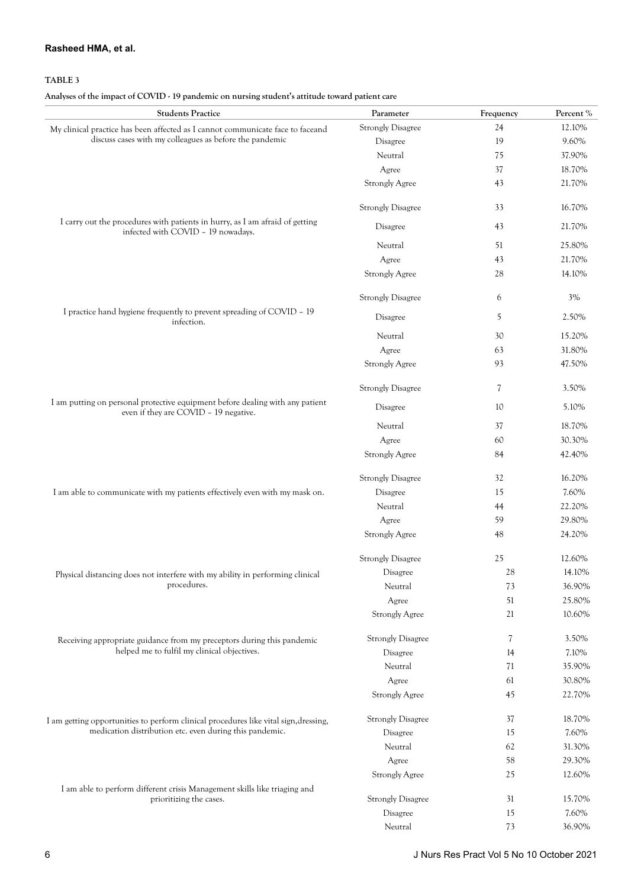**TABLE 3**

**Analyses of the impact of COVID - 19 pandemic on nursing student's attitude toward patient care**

| Students Practice | Parameter | Frequency | Percent % |
|---|---|---|---|
| My clinical practice has been affected as I cannot communicate face to faceand discuss cases with my colleagues as before the pandemic | Strongly Disagree | 24 | 12.10% |
| | Disagree | 19 | 9.60% |
| | Neutral | 75 | 37.90% |
| | Agree | 37 | 18.70% |
| | Strongly Agree | 43 | 21.70% |
| I carry out the procedures with patients in hurry, as I am afraid of getting infected with COVID – 19 nowadays. | Strongly Disagree | 33 | 16.70% |
| | Disagree | 43 | 21.70% |
| | Neutral | 51 | 25.80% |
| | Agree | 43 | 21.70% |
| | Strongly Agree | 28 | 14.10% |
| I practice hand hygiene frequently to prevent spreading of COVID – 19 infection. | Strongly Disagree | 6 | 3% |
| | Disagree | 5 | 2.50% |
| | Neutral | 30 | 15.20% |
| | Agree | 63 | 31.80% |
| | Strongly Agree | 93 | 47.50% |
| I am putting on personal protective equipment before dealing with any patient even if they are COVID – 19 negative. | Strongly Disagree | 7 | 3.50% |
| | Disagree | 10 | 5.10% |
| | Neutral | 37 | 18.70% |
| | Agree | 60 | 30.30% |
| | Strongly Agree | 84 | 42.40% |
| I am able to communicate with my patients effectively even with my mask on. | Strongly Disagree | 32 | 16.20% |
| | Disagree | 15 | 7.60% |
| | Neutral | 44 | 22.20% |
| | Agree | 59 | 29.80% |
| | Strongly Agree | 48 | 24.20% |
| Physical distancing does not interfere with my ability in performing clinical procedures. | Strongly Disagree | 25 | 12.60% |
| | Disagree | 28 | 14.10% |
| | Neutral | 73 | 36.90% |
| | Agree | 51 | 25.80% |
| | Strongly Agree | 21 | 10.60% |
| Receiving appropriate guidance from my preceptors during this pandemic helped me to fulfil my clinical objectives. | Strongly Disagree | 7 | 3.50% |
| | Disagree | 14 | 7.10% |
| | Neutral | 71 | 35.90% |
| | Agree | 61 | 30.80% |
| | Strongly Agree | 45 | 22.70% |
| I am getting opportunities to perform clinical procedures like vital sign,dressing, medication distribution etc. even during this pandemic. | Strongly Disagree | 37 | 18.70% |
| | Disagree | 15 | 7.60% |
| | Neutral | 62 | 31.30% |
| | Agree | 58 | 29.30% |
| | Strongly Agree | 25 | 12.60% |
| I am able to perform different crisis Management skills like triaging and prioritizing the cases. | Strongly Disagree | 31 | 15.70% |
| | Disagree | 15 | 7.60% |
| | Neutral | 73 | 36.90% |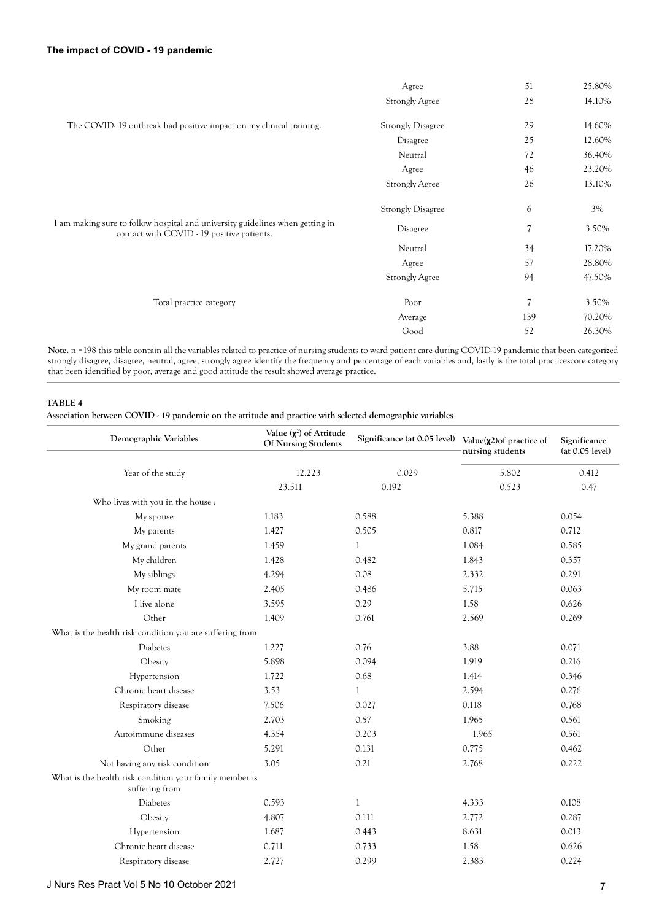| | | | |
|---|---|---|---|
| | Agree | 51 | 25.80% |
| | Strongly Agree | 28 | 14.10% |
| The COVID- 19 outbreak had positive impact on my clinical training. | Strongly Disagree | 29 | 14.60% |
| | Disagree | 25 | 12.60% |
| | Neutral | 72 | 36.40% |
| | Agree | 46 | 23.20% |
| | Strongly Agree | 26 | 13.10% |
| I am making sure to follow hospital and university guidelines when getting in contact with COVID - 19 positive patients. | Strongly Disagree | 6 | 3% |
| | Disagree | 7 | 3.50% |
| | Neutral | 34 | 17.20% |
| | Agree | 57 | 28.80% |
| | Strongly Agree | 94 | 47.50% |
| Total practice category | Poor | 7 | 3.50% |
| | Average | 139 | 70.20% |
| | Good | 52 | 26.30% |

**Note.** n =198 this table contain all the variables related to practice of nursing students to ward patient care during COVID-19 pandemic that been categorized strongly disagree, disagree, neutral, agree, strongly agree identify the frequency and percentage of each variables and, lastly is the total practicescore category that been identified by poor, average and good attitude the result showed average practice.

**TABLE 4**

**Association between COVID - 19 pandemic on the attitude and practice with selected demographic variables**

| Demographic Variables | Value ($\chi^2$) of Attitude Of Nursing Students | Significance (at 0.05 level) | Value($\chi$2)of practice of nursing students | Significance (at 0.05 level) |
|---|---|---|---|---|
| Year of the study | 12.223 | 0.029 | 5.802 | 0.412 |
| | 23.511 | 0.192 | 0.523 | 0.47 |
| Who lives with you in the house : | | | | |
| My spouse | 1.183 | 0.588 | 5.388 | 0.054 |
| My parents | 1.427 | 0.505 | 0.817 | 0.712 |
| My grand parents | 1.459 | 1 | 1.084 | 0.585 |
| My children | 1.428 | 0.482 | 1.843 | 0.357 |
| My siblings | 4.294 | 0.08 | 2.332 | 0.291 |
| My room mate | 2.405 | 0.486 | 5.715 | 0.063 |
| I live alone | 3.595 | 0.29 | 1.58 | 0.626 |
| Other | 1.409 | 0.761 | 2.569 | 0.269 |
| What is the health risk condition you are suffering from | | | | |
| Diabetes | 1.227 | 0.76 | 3.88 | 0.071 |
| Obesity | 5.898 | 0.094 | 1.919 | 0.216 |
| Hypertension | 1.722 | 0.68 | 1.414 | 0.346 |
| Chronic heart disease | 3.53 | 1 | 2.594 | 0.276 |
| Respiratory disease | 7.506 | 0.027 | 0.118 | 0.768 |
| Smoking | 2.703 | 0.57 | 1.965 | 0.561 |
| Autoimmune diseases | 4.354 | 0.203 | 1.965 | 0.561 |
| Other | 5.291 | 0.131 | 0.775 | 0.462 |
| Not having any risk condition | 3.05 | 0.21 | 2.768 | 0.222 |
| What is the health risk condition your family member is suffering from | | | | |
| Diabetes | 0.593 | 1 | 4.333 | 0.108 |
| Obesity | 4.807 | 0.111 | 2.772 | 0.287 |
| Hypertension | 1.687 | 0.443 | 8.631 | 0.013 |
| Chronic heart disease | 0.711 | 0.733 | 1.58 | 0.626 |
| Respiratory disease | 2.727 | 0.299 | 2.383 | 0.224 |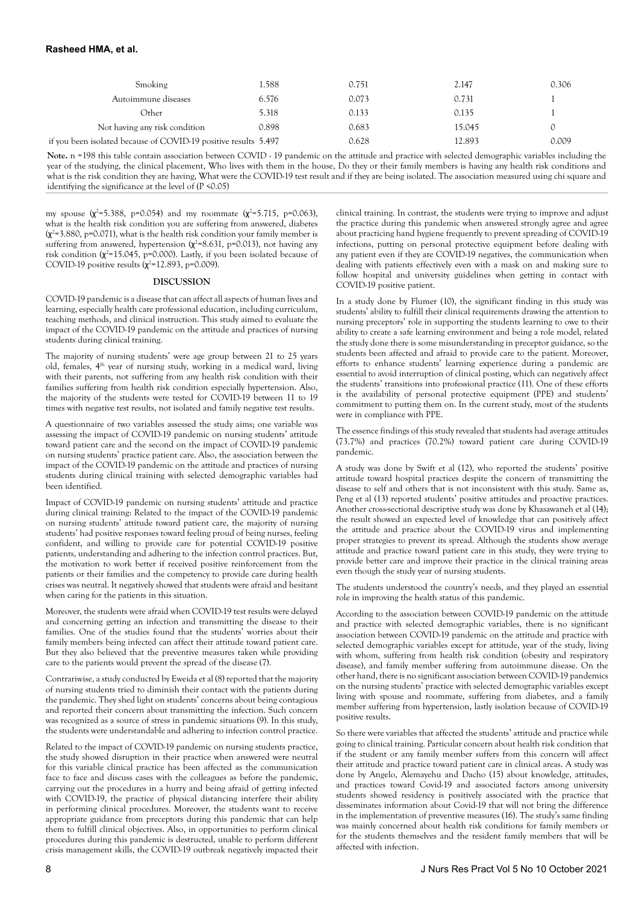| | | | | |
|---|---|---|---|---|
| Smoking | 1.588 | 0.751 | 2.147 | 0.306 |
| Autoimmune diseases | 6.576 | 0.073 | 0.731 | 1 |
| Other | 5.318 | 0.133 | 0.135 | 1 |
| Not having any risk condition | 0.898 | 0.683 | 15.045 | 0 |
| if you been isolated because of COVID-19 positive results | 5.497 | 0.628 | 12.893 | 0.009 |

**Note.** n =198 this table contain association between COVID - 19 pandemic on the attitude and practice with selected demographic variables including the year of the studying, the clinical placement, Who lives with them in the house, Do they or their family members is having any health risk conditions and what is the risk condition they are having, What were the COVID-19 test result and if they are being isolated. The association measured using chi square and identifying the significance at the level of (P <0.05)

my spouse ($\chi^2$=5.388, p=0.054) and my roommate ($\chi^2$=5.715, p=0.063), what is the health risk condition you are suffering from answered, diabetes ($\chi^2$=3.880, p=0.071), what is the health risk condition your family member is suffering from answered, hypertension ($\chi^2$=8.631, p=0.013), not having any risk condition ($\chi^2$=15.045, p=0.000). Lastly, if you been isolated because of COVID-19 positive results ($\chi^2$=12.893, p=0.009).

## DISCUSSION

COVID-19 pandemic is a disease that can affect all aspects of human lives and learning, especially health care professional education, including curriculum, teaching methods, and clinical instruction. This study aimed to evaluate the impact of the COVID-19 pandemic on the attitude and practices of nursing students during clinical training.

The majority of nursing students' were age group between 21 to 25 years old, females, 4th year of nursing study, working in a medical ward, living with their parents, not suffering from any health risk condition with their families suffering from health risk condition especially hypertension. Also, the majority of the students were tested for COVID-19 between 11 to 19 times with negative test results, not isolated and family negative test results.

A questionnaire of two variables assessed the study aims; one variable was assessing the impact of COVID-19 pandemic on nursing students' attitude toward patient care and the second on the impact of COVID-19 pandemic on nursing students' practice patient care. Also, the association between the impact of the COVID-19 pandemic on the attitude and practices of nursing students during clinical training with selected demographic variables had been identified.

Impact of COVID-19 pandemic on nursing students' attitude and practice during clinical training: Related to the impact of the COVID-19 pandemic on nursing students' attitude toward patient care, the majority of nursing students' had positive responses toward feeling proud of being nurses, feeling confident, and willing to provide care for potential COVID-19 positive patients, understanding and adhering to the infection control practices. But, the motivation to work better if received positive reinforcement from the patients or their families and the competency to provide care during health crises was neutral. It negatively showed that students were afraid and hesitant when caring for the patients in this situation.

Moreover, the students were afraid when COVID-19 test results were delayed and concerning getting an infection and transmitting the disease to their families. One of the studies found that the students' worries about their family members being infected can affect their attitude toward patient care. But they also believed that the preventive measures taken while providing care to the patients would prevent the spread of the disease (7).

Contrariwise, a study conducted by Eweida et al (8) reported that the majority of nursing students tried to diminish their contact with the patients during the pandemic. They shed light on students' concerns about being contagious and reported their concern about transmitting the infection. Such concern was recognized as a source of stress in pandemic situations (9). In this study, the students were understandable and adhering to infection control practice.

Related to the impact of COVID-19 pandemic on nursing students practice, the study showed disruption in their practice when answered were neutral for this variable clinical practice has been affected as the communication face to face and discuss cases with the colleagues as before the pandemic, carrying out the procedures in a hurry and being afraid of getting infected with COVID-19, the practice of physical distancing interfere their ability in performing clinical procedures. Moreover, the students want to receive appropriate guidance from preceptors during this pandemic that can help them to fulfill clinical objectives. Also, in opportunities to perform clinical procedures during this pandemic is destructed, unable to perform different crisis management skills, the COVID-19 outbreak negatively impacted their clinical training. In contrast, the students were trying to improve and adjust the practice during this pandemic when answered strongly agree and agree about practicing hand hygiene frequently to prevent spreading of COVID-19 infections, putting on personal protective equipment before dealing with any patient even if they are COVID-19 negatives, the communication when dealing with patients effectively even with a mask on and making sure to follow hospital and university guidelines when getting in contact with COVID-19 positive patient.

In a study done by Flumer (10), the significant finding in this study was students' ability to fulfill their clinical requirements drawing the attention to nursing preceptors' role in supporting the students learning to owe to their ability to create a safe learning environment and being a role model, related the study done there is some misunderstanding in preceptor guidance, so the students been affected and afraid to provide care to the patient. Moreover, efforts to enhance students' learning experience during a pandemic are essential to avoid interruption of clinical posting, which can negatively affect the students' transitions into professional practice (11). One of these efforts is the availability of personal protective equipment (PPE) and students' commitment to putting them on. In the current study, most of the students were in compliance with PPE.

The essence findings of this study revealed that students had average attitudes (73.7%) and practices (70.2%) toward patient care during COVID-19 pandemic.

A study was done by Swift et al (12), who reported the students' positive attitude toward hospital practices despite the concern of transmitting the disease to self and others that is not inconsistent with this study. Same as, Peng et al (13) reported students' positive attitudes and proactive practices. Another cross-sectional descriptive study was done by Khasawaneh et al (14); the result showed an expected level of knowledge that can positively affect the attitude and practice about the COVID-19 virus and implementing proper strategies to prevent its spread. Although the students show average attitude and practice toward patient care in this study, they were trying to provide better care and improve their practice in the clinical training areas even though the study year of nursing students.

The students understood the country's needs, and they played an essential role in improving the health status of this pandemic.

According to the association between COVID-19 pandemic on the attitude and practice with selected demographic variables, there is no significant association between COVID-19 pandemic on the attitude and practice with selected demographic variables except for attitude, year of the study, living with whom, suffering from health risk condition (obesity and respiratory disease), and family member suffering from autoimmune disease. On the other hand, there is no significant association between COVID-19 pandemics on the nursing students' practice with selected demographic variables except living with spouse and roommate, suffering from diabetes, and a family member suffering from hypertension, lastly isolation because of COVID-19 positive results.

So there were variables that affected the students' attitude and practice while going to clinical training. Particular concern about health risk condition that if the student or any family member suffers from this concern will affect their attitude and practice toward patient care in clinical areas. A study was done by Angelo, Alemayehu and Dacho (15) about knowledge, attitudes, and practices toward Covid-19 and associated factors among university students showed residency is positively associated with the practice that disseminates information about Covid-19 that will not bring the difference in the implementation of preventive measures (16). The study's same finding was mainly concerned about health risk conditions for family members or for the students themselves and the resident family members that will be affected with infection.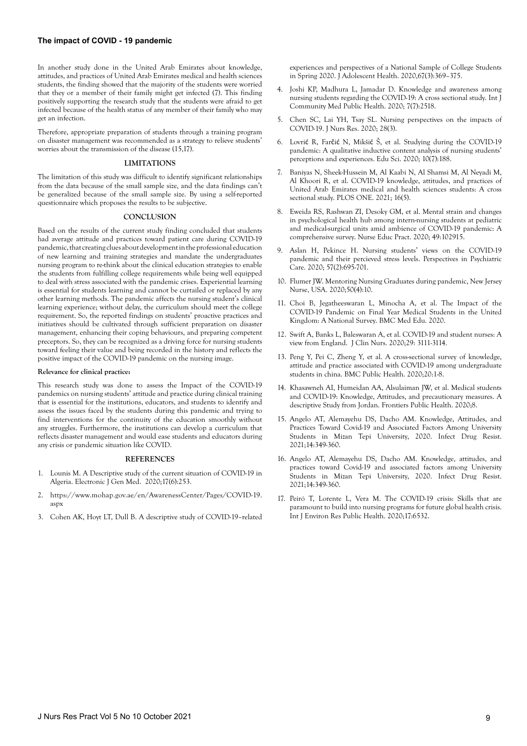In another study done in the United Arab Emirates about knowledge, attitudes, and practices of United Arab Emirates medical and health sciences students, the finding showed that the majority of the students were worried that they or a member of their family might get infected (7). This finding positively supporting the research study that the students were afraid to get infected because of the health status of any member of their family who may get an infection.

Therefore, appropriate preparation of students through a training program on disaster management was recommended as a strategy to relieve students' worries about the transmission of the disease (15,17).

## LIMITATIONS

The limitation of this study was difficult to identify significant relationships from the data because of the small sample size, and the data findings can't be generalized because of the small sample size. By using a self-reported questionnaire which proposes the results to be subjective.

## CONCLUSION

Based on the results of the current study finding concluded that students had average attitude and practices toward patient care during COVID-19 pandemic, that creating clues about development in the professional education of new learning and training strategies and mandate the undergraduates nursing program to re-think about the clinical education strategies to enable the students from fulfilling college requirements while being well equipped to deal with stress associated with the pandemic crises. Experiential learning is essential for students learning and cannot be curtailed or replaced by any other learning methods. The pandemic affects the nursing student's clinical learning experience; without delay, the curriculum should meet the college requirement. So, the reported findings on students' proactive practices and initiatives should be cultivated through sufficient preparation on disaster management, enhancing their coping behaviours, and preparing competent preceptors. So, they can be recognized as a driving force for nursing students toward feeling their value and being recorded in the history and reflects the positive impact of the COVID-19 pandemic on the nursing image.

**Relevance for clinical practice:**

This research study was done to assess the Impact of the COVID-19 pandemics on nursing students' attitude and practice during clinical training that is essential for the institutions, educators, and students to identify and assess the issues faced by the students during this pandemic and trying to find interventions for the continuity of the education smoothly without any struggles. Furthermore, the institutions can develop a curriculum that reflects disaster management and would ease students and educators during any crisis or pandemic situation like COVID.

## REFERENCES

1. Lounis M. A Descriptive study of the current situation of COVID-19 in Algeria. Electronic J Gen Med. 2020;17(6):253.
2. https://www.mohap.gov.ae/en/AwarenessCenter/Pages/COVID-19.aspx
3. Cohen AK, Hoyt LT, Dull B. A descriptive study of COVID-19–related experiences and perspectives of a National Sample of College Students in Spring 2020. J Adolescent Health. 2020,67(3):369–375.
4. Joshi KP, Madhura L, Jamadar D. Knowledge and awareness among nursing students regarding the COVID-19: A cross sectional study. Int J Community Med Public Health. 2020; 7(7):2518.
5. Chen SC, Lai YH, Tsay SL. Nursing perspectives on the impacts of COVID-19. J Nurs Res. 2020; 28(3).
6. Lovrić R, Farčić N, Mikšić Š, et al. Studying during the COVID-19 pandemic: A qualitative inductive content analysis of nursing students' perceptions and experiences. Edu Sci. 2020; 10(7):188.
7. Baniyas N, Sheek-Hussein M, Al Kaabi N, Al Shamsi M, Al Neyadi M, Al Khoori R, et al. COVID-19 knowledge, attitudes, and practices of United Arab Emirates medical and health sciences students: A cross sectional study. PLOS ONE. 2021; 16(5).
8. Eweida RS, Rashwan ZI, Desoky GM, et al. Mental strain and changes in psychological health hub among intern-nursing students at pediatric and medical-surgical units amid ambience of COVID-19 pandemic: A comprehensive survey. Nurse Educ Pract. 2020; 49:102915.
9. Aslan H, Pekince H. Nursing students' views on the COVID-19 pandemic and their percieved stress levels. Perspectives in Psychiatric Care. 2020; 57(2):695-701.
10. Flumer JW. Mentoring Nursing Graduates during pandemic, New Jersey Nurse, USA. 2020;50(4):10.
11. Choi B, Jegatheeswaran L, Minocha A, et al. The Impact of the COVID-19 Pandemic on Final Year Medical Students in the United Kingdom: A National Survey. BMC Med Edu. 2020.
12. Swift A, Banks L, Baleswaran A, et al. COVID-19 and student nurses: A view from England. J Clin Nurs. 2020;29: 3111-3114.
13. Peng Y, Pei C, Zheng Y, et al. A cross-sectional survey of knowledge, attitude and practice associated with COVID-19 among undergraduate students in china. BMC Public Health. 2020;20:1-8.
14. Khasawneh AI, Humeidan AA, Alsulaiman JW, et al. Medical students and COVID-19: Knowledge, Attitudes, and precautionary measures. A descriptive Study from Jordan. Frontiers Public Health. 2020;8.
15. Angelo AT, Alemayehu DS, Dacho AM. Knowledge, Attitudes, and Practices Toward Covid-19 and Associated Factors Among University Students in Mizan Tepi University, 2020. Infect Drug Resist. 2021;14:349-360.
16. Angelo AT, Alemayehu DS, Dacho AM. Knowledge, attitudes, and practices toward Covid-19 and associated factors among University Students in Mizan Tepi University, 2020. Infect Drug Resist. 2021;14:349-360.
17. Peiró T, Lorente L, Vera M. The COVID-19 crisis: Skills that are paramount to build into nursing programs for future global health crisis. Int J Environ Res Public Health. 2020;17:6532.